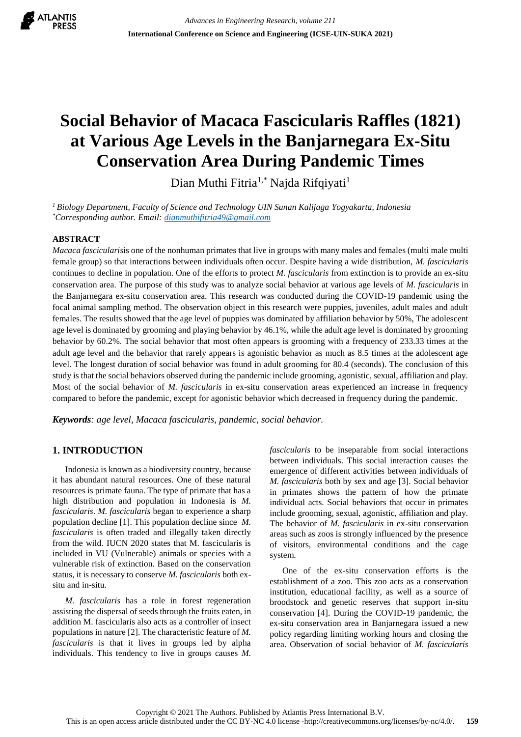# Social Behavior of Macaca Fascicularis Raffles (1821) at Various Age Levels in the Banjarnegara Ex-Situ Conservation Area During Pandemic Times

Dian Muthi Fitria[1,*] Najda Rifqiyati[1]

[1] *Biology Department, Faculty of Science and Technology UIN Sunan Kalijaga Yogyakarta, Indonesia*
[*] *Corresponding author. Email: dianmuthifitria49@gmail.com*

## ABSTRACT

*Macaca fascicularis*is one of the nonhuman primates that live in groups with many males and females (multi male multi female group) so that interactions between individuals often occur. Despite having a wide distribution, *M. fascicularis* continues to decline in population. One of the efforts to protect *M. fascicularis* from extinction is to provide an ex-situ conservation area. The purpose of this study was to analyze social behavior at various age levels of *M. fascicularis* in the Banjarnegara ex-situ conservation area. This research was conducted during the COVID-19 pandemic using the focal animal sampling method. The observation object in this research were puppies, juveniles, adult males and adult females. The results showed that the age level of puppies was dominated by affiliation behavior by 50%, The adolescent age level is dominated by grooming and playing behavior by 46.1%, while the adult age level is dominated by grooming behavior by 60.2%. The social behavior that most often appears is grooming with a frequency of 233.33 times at the adult age level and the behavior that rarely appears is agonistic behavior as much as 8.5 times at the adolescent age level. The longest duration of social behavior was found in adult grooming for 80.4 (seconds). The conclusion of this study is that the social behaviors observed during the pandemic include grooming, agonistic, sexual, affiliation and play. Most of the social behavior of *M. fascicularis* in ex-situ conservation areas experienced an increase in frequency compared to before the pandemic, except for agonistic behavior which decreased in frequency during the pandemic.

***Keywords**: age level, Macaca fascicularis, pandemic, social behavior.*

## 1. INTRODUCTION

Indonesia is known as a biodiversity country, because it has abundant natural resources. One of these natural resources is primate fauna. The type of primate that has a high distribution and population in Indonesia is *M. fascicularis*. *M. fascicularis* began to experience a sharp population decline [1]. This population decline since *M. fascicularis* is often traded and illegally taken directly from the wild. IUCN 2020 states that M. fascicularis is included in VU (Vulnerable) animals or species with a vulnerable risk of extinction. Based on the conservation status, it is necessary to conserve *M. fascicularis* both ex-situ and in-situ.

*M. fascicularis* has a role in forest regeneration assisting the dispersal of seeds through the fruits eaten, in addition M. fascicularis also acts as a controller of insect populations in nature [2]. The characteristic feature of *M. fascicularis* is that it lives in groups led by alpha individuals. This tendency to live in groups causes *M. fascicularis* to be inseparable from social interactions between individuals. This social interaction causes the emergence of different activities between individuals of *M. fascicularis* both by sex and age [3]. Social behavior in primates shows the pattern of how the primate individual acts. Social behaviors that occur in primates include grooming, sexual, agonistic, affiliation and play. The behavior of *M. fascicularis* in ex-situ conservation areas such as zoos is strongly influenced by the presence of visitors, environmental conditions and the cage system.

One of the ex-situ conservation efforts is the establishment of a zoo. This zoo acts as a conservation institution, educational facility, as well as a source of broodstock and genetic reserves that support in-situ conservation [4]. During the COVID-19 pandemic, the ex-situ conservation area in Banjarnegara issued a new policy regarding limiting working hours and closing the area. Observation of social behavior of *M. fascicularis*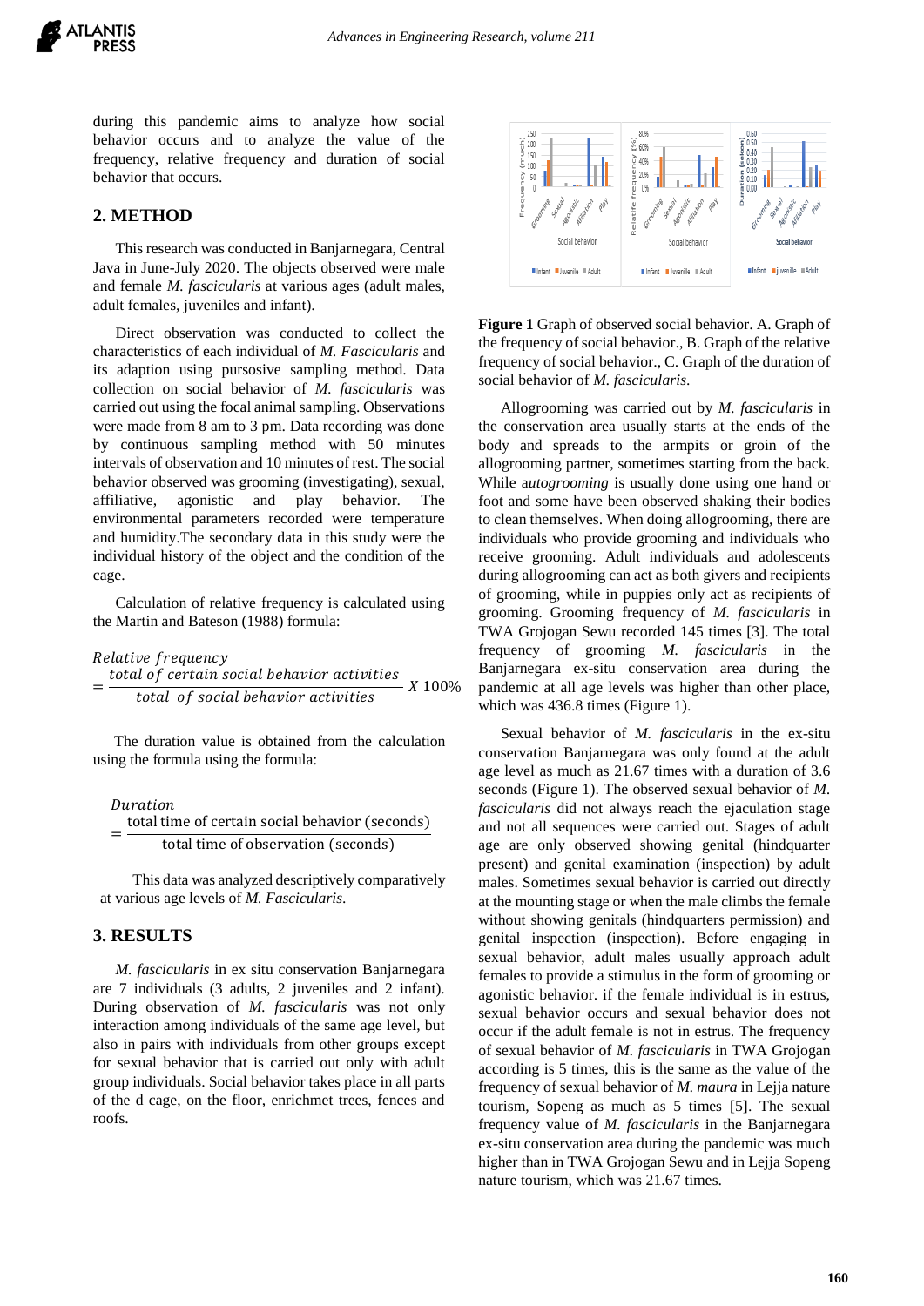during this pandemic aims to analyze how social behavior occurs and to analyze the value of the frequency, relative frequency and duration of social behavior that occurs.

## 2. METHOD

This research was conducted in Banjarnegara, Central Java in June-July 2020. The objects observed were male and female *M. fascicularis* at various ages (adult males, adult females, juveniles and infant).

Direct observation was conducted to collect the characteristics of each individual of *M. Fascicularis* and its adaption using pursosive sampling method. Data collection on social behavior of *M. fascicularis* was carried out using the focal animal sampling. Observations were made from 8 am to 3 pm. Data recording was done by continuous sampling method with 50 minutes intervals of observation and 10 minutes of rest. The social behavior observed was grooming (investigating), sexual, affiliative, agonistic and play behavior. The environmental parameters recorded were temperature and humidity.The secondary data in this study were the individual history of the object and the condition of the cage.

Calculation of relative frequency is calculated using the Martin and Bateson (1988) formula:

$$Relative\ frequency = \frac{total\ of\ certain\ social\ behavior\ activities}{total\ \ of\ social\ behavior\ activities}\ X\ 100\%$$

The duration value is obtained from the calculation using the formula using the formula:

$$Duration = \frac{\text{total time of certain social behavior (seconds)}}{\text{total time of observation (seconds)}}$$

This data was analyzed descriptively comparatively at various age levels of *M. Fascicularis*.

## 3. RESULTS

*M. fascicularis* in ex situ conservation Banjarnegara are 7 individuals (3 adults, 2 juveniles and 2 infant). During observation of *M. fascicularis* was not only interaction among individuals of the same age level, but also in pairs with individuals from other groups except for sexual behavior that is carried out only with adult group individuals. Social behavior takes place in all parts of the d cage, on the floor, enrichmet trees, fences and roofs.

**Figure 1** Graph of observed social behavior. A. Graph of the frequency of social behavior., B. Graph of the relative frequency of social behavior., C. Graph of the duration of social behavior of *M. fascicularis*.

Allogrooming was carried out by *M. fascicularis* in the conservation area usually starts at the ends of the body and spreads to the armpits or groin of the allogrooming partner, sometimes starting from the back. While a*utogrooming* is usually done using one hand or foot and some have been observed shaking their bodies to clean themselves. When doing allogrooming, there are individuals who provide grooming and individuals who receive grooming. Adult individuals and adolescents during allogrooming can act as both givers and recipients of grooming, while in puppies only act as recipients of grooming. Grooming frequency of *M. fascicularis* in TWA Grojogan Sewu recorded 145 times [3]. The total frequency of grooming *M. fascicularis* in the Banjarnegara ex-situ conservation area during the pandemic at all age levels was higher than other place, which was 436.8 times (Figure 1).

Sexual behavior of *M. fascicularis* in the ex-situ conservation Banjarnegara was only found at the adult age level as much as 21.67 times with a duration of 3.6 seconds (Figure 1). The observed sexual behavior of *M. fascicularis* did not always reach the ejaculation stage and not all sequences were carried out. Stages of adult age are only observed showing genital (hindquarter present) and genital examination (inspection) by adult males. Sometimes sexual behavior is carried out directly at the mounting stage or when the male climbs the female without showing genitals (hindquarters permission) and genital inspection (inspection). Before engaging in sexual behavior, adult males usually approach adult females to provide a stimulus in the form of grooming or agonistic behavior. if the female individual is in estrus, sexual behavior occurs and sexual behavior does not occur if the adult female is not in estrus. The frequency of sexual behavior of *M. fascicularis* in TWA Grojogan according is 5 times, this is the same as the value of the frequency of sexual behavior of *M. maura* in Lejja nature tourism, Sopeng as much as 5 times [5]. The sexual frequency value of *M. fascicularis* in the Banjarnegara ex-situ conservation area during the pandemic was much higher than in TWA Grojogan Sewu and in Lejja Sopeng nature tourism, which was 21.67 times.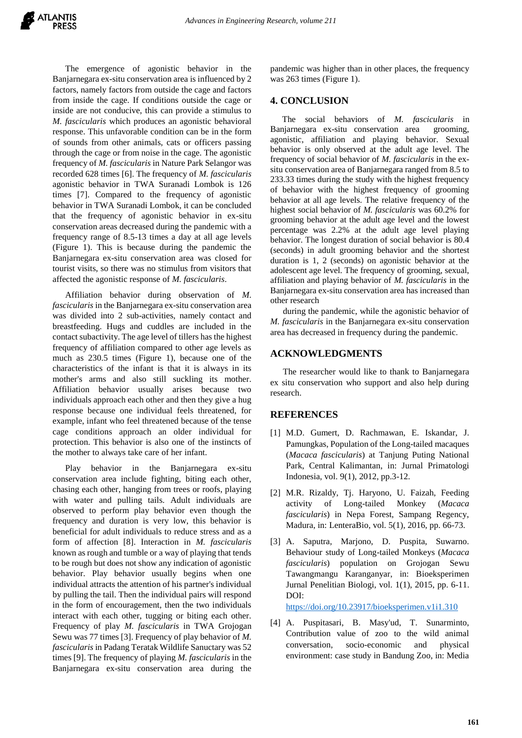The emergence of agonistic behavior in the Banjarnegara ex-situ conservation area is influenced by 2 factors, namely factors from outside the cage and factors from inside the cage. If conditions outside the cage or inside are not conducive, this can provide a stimulus to *M. fascicularis* which produces an agonistic behavioral response. This unfavorable condition can be in the form of sounds from other animals, cats or officers passing through the cage or from noise in the cage. The agonistic frequency of *M. fascicularis* in Nature Park Selangor was recorded 628 times [6]. The frequency of *M. fascicularis* agonistic behavior in TWA Suranadi Lombok is 126 times [7]. Compared to the frequency of agonistic behavior in TWA Suranadi Lombok, it can be concluded that the frequency of agonistic behavior in ex-situ conservation areas decreased during the pandemic with a frequency range of 8.5-13 times a day at all age levels (Figure 1). This is because during the pandemic the Banjarnegara ex-situ conservation area was closed for tourist visits, so there was no stimulus from visitors that affected the agonistic response of *M. fascicularis*.

Affiliation behavior during observation of *M. fascicularis* in the Banjarnegara ex-situ conservation area was divided into 2 sub-activities, namely contact and breastfeeding. Hugs and cuddles are included in the contact subactivity. The age level of tillers has the highest frequency of affiliation compared to other age levels as much as 230.5 times (Figure 1), because one of the characteristics of the infant is that it is always in its mother's arms and also still suckling its mother. Affiliation behavior usually arises because two individuals approach each other and then they give a hug response because one individual feels threatened, for example, infant who feel threatened because of the tense cage conditions approach an older individual for protection. This behavior is also one of the instincts of the mother to always take care of her infant.

Play behavior in the Banjarnegara ex-situ conservation area include fighting, biting each other, chasing each other, hanging from trees or roofs, playing with water and pulling tails. Adult individuals are observed to perform play behavior even though the frequency and duration is very low, this behavior is beneficial for adult individuals to reduce stress and as a form of affection [8]. Interaction in *M. fascicularis* known as rough and tumble or a way of playing that tends to be rough but does not show any indication of agonistic behavior. Play behavior usually begins when one individual attracts the attention of his partner's individual by pulling the tail. Then the individual pairs will respond in the form of encouragement, then the two individuals interact with each other, tugging or biting each other. Frequency of play *M. fascicularis* in TWA Grojogan Sewu was 77 times [3]. Frequency of play behavior of *M. fascicularis* in Padang Teratak Wildlife Sanuctary was 52 times [9]. The frequency of playing *M. fascicularis* in the Banjarnegara ex-situ conservation area during the pandemic was higher than in other places, the frequency was 263 times (Figure 1).

## 4. CONCLUSION

The social behaviors of *M. fascicularis* in Banjarnegara ex-situ conservation area grooming, agonistic, affiliation and playing behavior. Sexual behavior is only observed at the adult age level. The frequency of social behavior of *M. fascicularis* in the ex-situ conservation area of Banjarnegara ranged from 8.5 to 233.33 times during the study with the highest frequency of behavior with the highest frequency of grooming behavior at all age levels. The relative frequency of the highest social behavior of *M. fascicularis* was 60.2% for grooming behavior at the adult age level and the lowest percentage was 2.2% at the adult age level playing behavior. The longest duration of social behavior is 80.4 (seconds) in adult grooming behavior and the shortest duration is 1, 2 (seconds) on agonistic behavior at the adolescent age level. The frequency of grooming, sexual, affiliation and playing behavior of *M. fascicularis* in the Banjarnegara ex-situ conservation area has increased than other research

during the pandemic, while the agonistic behavior of *M. fascicularis* in the Banjarnegara ex-situ conservation area has decreased in frequency during the pandemic.

## ACKNOWLEDGMENTS

The researcher would like to thank to Banjarnegara ex situ conservation who support and also help during research.

## REFERENCES

[1] M.D. Gumert, D. Rachmawan, E. Iskandar, J. Pamungkas, Population of the Long-tailed macaques (*Macaca fascicularis*) at Tanjung Puting National Park, Central Kalimantan, in: Jurnal Primatologi Indonesia, vol. 9(1), 2012, pp.3-12.

[2] M.R. Rizaldy, Tj. Haryono, U. Faizah, Feeding activity of Long-tailed Monkey (*Macaca fascicularis*) in Nepa Forest, Sampang Regency, Madura, in: LenteraBio, vol. 5(1), 2016, pp. 66-73.

[3] A. Saputra, Marjono, D. Puspita, Suwarno. Behaviour study of Long-tailed Monkeys (*Macaca fascicularis*) population on Grojogan Sewu Tawangmangu Karanganyar, in: Bioeksperimen Jurnal Penelitian Biologi, vol. 1(1), 2015, pp. 6-11. DOI: https://doi.org/10.23917/bioeksperimen.v1i1.310

[4] A. Puspitasari, B. Masy'ud, T. Sunarminto, Contribution value of zoo to the wild animal conversation, socio-economic and physical environment: case study in Bandung Zoo, in: Media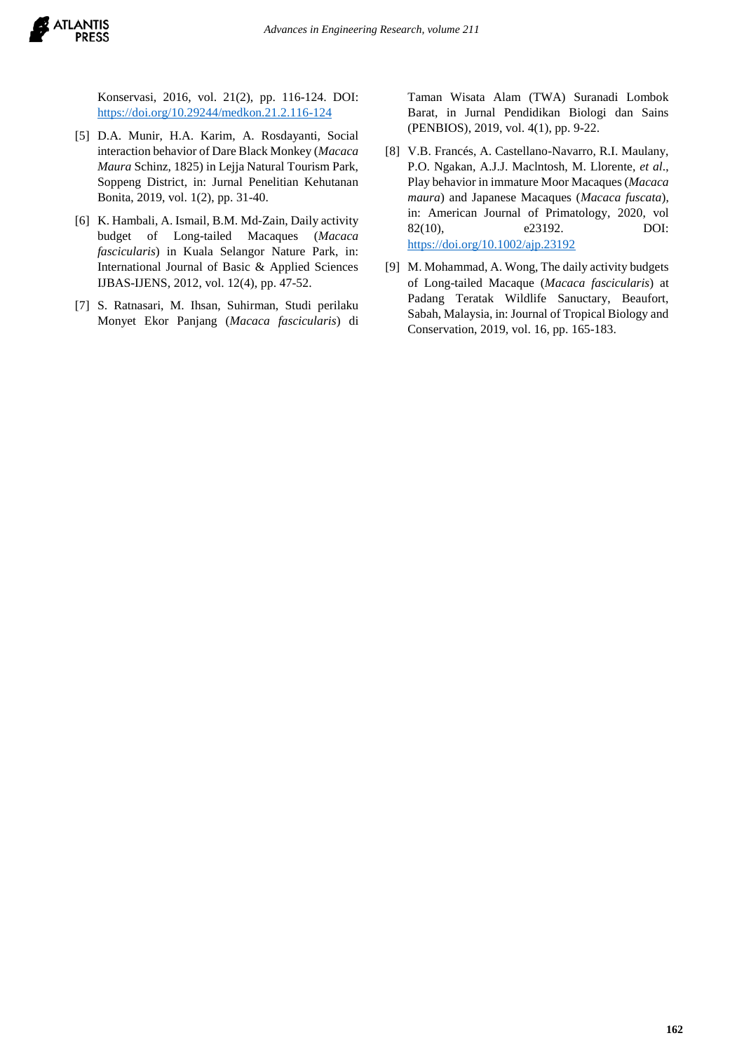Konservasi, 2016, vol. 21(2), pp. 116-124. DOI: https://doi.org/10.29244/medkon.21.2.116-124

[5] D.A. Munir, H.A. Karim, A. Rosdayanti, Social interaction behavior of Dare Black Monkey (*Macaca Maura* Schinz, 1825) in Lejja Natural Tourism Park, Soppeng District, in: Jurnal Penelitian Kehutanan Bonita, 2019, vol. 1(2), pp. 31-40.

[6] K. Hambali, A. Ismail, B.M. Md-Zain, Daily activity budget of Long-tailed Macaques (*Macaca fascicularis*) in Kuala Selangor Nature Park, in: International Journal of Basic & Applied Sciences IJBAS-IJENS, 2012, vol. 12(4), pp. 47-52.

[7] S. Ratnasari, M. Ihsan, Suhirman, Studi perilaku Monyet Ekor Panjang (*Macaca fascicularis*) di Taman Wisata Alam (TWA) Suranadi Lombok Barat, in Jurnal Pendidikan Biologi dan Sains (PENBIOS), 2019, vol. 4(1), pp. 9-22.

[8] V.B. Francés, A. Castellano-Navarro, R.I. Maulany, P.O. Ngakan, A.J.J. Maclntosh, M. Llorente, *et al*., Play behavior in immature Moor Macaques (*Macaca maura*) and Japanese Macaques (*Macaca fuscata*), in: American Journal of Primatology, 2020, vol 82(10), e23192. DOI: https://doi.org/10.1002/ajp.23192

[9] M. Mohammad, A. Wong, The daily activity budgets of Long-tailed Macaque (*Macaca fascicularis*) at Padang Teratak Wildlife Sanuctary, Beaufort, Sabah, Malaysia, in: Journal of Tropical Biology and Conservation, 2019, vol. 16, pp. 165-183.